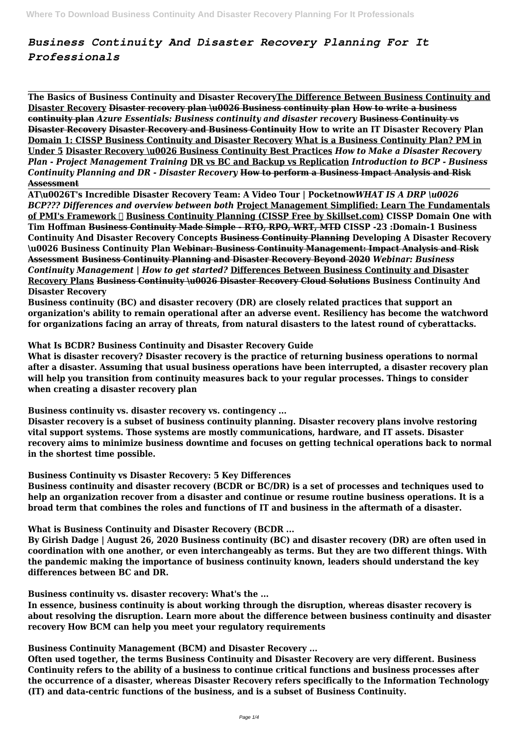# *Business Continuity And Disaster Recovery Planning For It Professionals*

**The Basics of Business Continuity and Disaster Recovery** **The Difference Between Business Continuity and Disaster Recovery** ~~Disaster recovery plan \u0026 Business continuity plan~~ ~~How to write a business continuity plan~~ *Azure Essentials: Business continuity and disaster recovery* ~~Business Continuity vs Disaster Recovery~~ ~~Disaster Recovery and Business Continuity~~ **How to write an IT Disaster Recovery Plan** **Domain 1: CISSP Business Continuity and Disaster Recovery** **What is a Business Continuity Plan? PM in Under 5** **Disaster Recovery \u0026 Business Continuity Best Practices** *How to Make a Disaster Recovery Plan - Project Management Training* **DR vs BC and Backup vs Replication** *Introduction to BCP - Business Continuity Planning and DR - Disaster Recovery* ~~How to perform a Business Impact Analysis and Risk Assessment~~

**AT\u0026T's Incredible Disaster Recovery Team: A Video Tour | Pocketnow** *WHAT IS A DRP \u0026 BCP??? Differences and overview between both* **Project Management Simplified: Learn The Fundamentals of PMI's Framework ✓** **Business Continuity Planning (CISSP Free by Skillset.com)** **CISSP Domain One with Tim Hoffman** ~~Business Continuity Made Simple - RTO, RPO, WRT, MTD~~ **CISSP -23 :Domain-1 Business Continuity And Disaster Recovery Concepts** ~~Business Continuity Planning~~ **Developing A Disaster Recovery \u0026 Business Continuity Plan** ~~Webinar: Business Continuity Management: Impact Analysis and Risk Assessment~~ ~~Business Continuity Planning and Disaster Recovery Beyond 2020~~ *Webinar: Business Continuity Management | How to get started?* **Differences Between Business Continuity and Disaster Recovery Plans** ~~Business Continuity \u0026 Disaster Recovery Cloud Solutions~~ **Business Continuity And Disaster Recovery**

**Business continuity (BC) and disaster recovery (DR) are closely related practices that support an organization's ability to remain operational after an adverse event. Resiliency has become the watchword for organizations facing an array of threats, from natural disasters to the latest round of cyberattacks.**

**What Is BCDR? Business Continuity and Disaster Recovery Guide**

**What is disaster recovery? Disaster recovery is the practice of returning business operations to normal after a disaster. Assuming that usual business operations have been interrupted, a disaster recovery plan will help you transition from continuity measures back to your regular processes. Things to consider when creating a disaster recovery plan**

**Business continuity vs. disaster recovery vs. contingency ...**

**Disaster recovery is a subset of business continuity planning. Disaster recovery plans involve restoring vital support systems. Those systems are mostly communications, hardware, and IT assets. Disaster recovery aims to minimize business downtime and focuses on getting technical operations back to normal in the shortest time possible.**

**Business Continuity vs Disaster Recovery: 5 Key Differences**

**Business continuity and disaster recovery (BCDR or BC/DR) is a set of processes and techniques used to help an organization recover from a disaster and continue or resume routine business operations. It is a broad term that combines the roles and functions of IT and business in the aftermath of a disaster.**

**What is Business Continuity and Disaster Recovery (BCDR ...**

**By Girish Dadge | August 26, 2020 Business continuity (BC) and disaster recovery (DR) are often used in coordination with one another, or even interchangeably as terms. But they are two different things. With the pandemic making the importance of business continuity known, leaders should understand the key differences between BC and DR.**

**Business continuity vs. disaster recovery: What's the ...**

**In essence, business continuity is about working through the disruption, whereas disaster recovery is about resolving the disruption. Learn more about the difference between business continuity and disaster recovery How BCM can help you meet your regulatory requirements**

**Business Continuity Management (BCM) and Disaster Recovery ...**

**Often used together, the terms Business Continuity and Disaster Recovery are very different. Business Continuity refers to the ability of a business to continue critical functions and business processes after the occurrence of a disaster, whereas Disaster Recovery refers specifically to the Information Technology (IT) and data-centric functions of the business, and is a subset of Business Continuity.**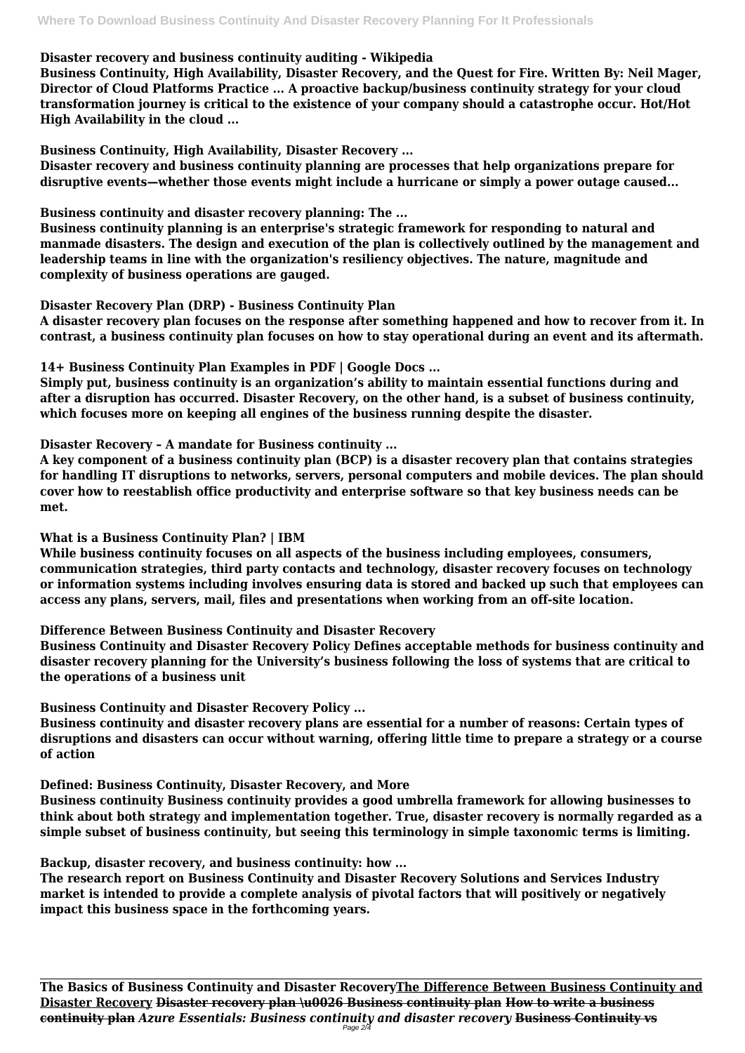**Disaster recovery and business continuity auditing - Wikipedia**

**Business Continuity, High Availability, Disaster Recovery, and the Quest for Fire. Written By: Neil Mager, Director of Cloud Platforms Practice ... A proactive backup/business continuity strategy for your cloud transformation journey is critical to the existence of your company should a catastrophe occur. Hot/Hot High Availability in the cloud ...**

**Business Continuity, High Availability, Disaster Recovery ...**

**Disaster recovery and business continuity planning are processes that help organizations prepare for disruptive events—whether those events might include a hurricane or simply a power outage caused...**

**Business continuity and disaster recovery planning: The ...**

**Business continuity planning is an enterprise's strategic framework for responding to natural and manmade disasters. The design and execution of the plan is collectively outlined by the management and leadership teams in line with the organization's resiliency objectives. The nature, magnitude and complexity of business operations are gauged.**

**Disaster Recovery Plan (DRP) - Business Continuity Plan**

**A disaster recovery plan focuses on the response after something happened and how to recover from it. In contrast, a business continuity plan focuses on how to stay operational during an event and its aftermath.**

**14+ Business Continuity Plan Examples in PDF | Google Docs ...**

**Simply put, business continuity is an organization's ability to maintain essential functions during and after a disruption has occurred. Disaster Recovery, on the other hand, is a subset of business continuity, which focuses more on keeping all engines of the business running despite the disaster.**

**Disaster Recovery – A mandate for Business continuity ...**

**A key component of a business continuity plan (BCP) is a disaster recovery plan that contains strategies for handling IT disruptions to networks, servers, personal computers and mobile devices. The plan should cover how to reestablish office productivity and enterprise software so that key business needs can be met.**

**What is a Business Continuity Plan? | IBM**

**While business continuity focuses on all aspects of the business including employees, consumers, communication strategies, third party contacts and technology, disaster recovery focuses on technology or information systems including involves ensuring data is stored and backed up such that employees can access any plans, servers, mail, files and presentations when working from an off-site location.**

**Difference Between Business Continuity and Disaster Recovery**

**Business Continuity and Disaster Recovery Policy Defines acceptable methods for business continuity and disaster recovery planning for the University's business following the loss of systems that are critical to the operations of a business unit**

**Business Continuity and Disaster Recovery Policy ...**

**Business continuity and disaster recovery plans are essential for a number of reasons: Certain types of disruptions and disasters can occur without warning, offering little time to prepare a strategy or a course of action**

**Defined: Business Continuity, Disaster Recovery, and More**

**Business continuity Business continuity provides a good umbrella framework for allowing businesses to think about both strategy and implementation together. True, disaster recovery is normally regarded as a simple subset of business continuity, but seeing this terminology in simple taxonomic terms is limiting.**

**Backup, disaster recovery, and business continuity: how ...**

**The research report on Business Continuity and Disaster Recovery Solutions and Services Industry market is intended to provide a complete analysis of pivotal factors that will positively or negatively impact this business space in the forthcoming years.**

---

**The Basics of Business Continuity and Disaster Recovery**<u>**The Difference Between Business Continuity and Disaster Recovery**</u> ~~**Disaster recovery plan \u0026 Business continuity plan**~~ ~~**How to write a business continuity plan**~~ ***Azure Essentials: Business continuity and disaster recovery*** ~~**Business Continuity vs**~~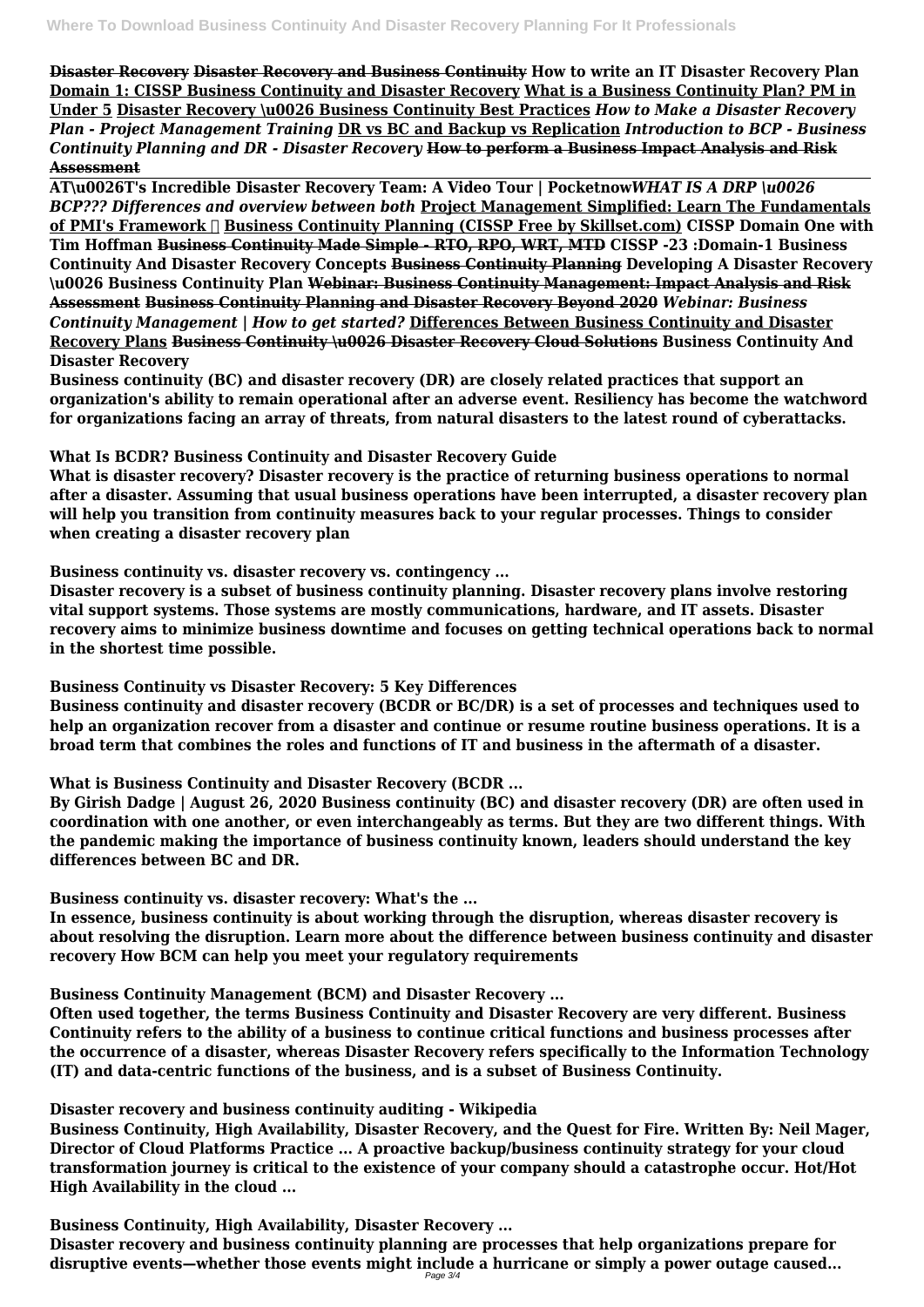**Disaster Recovery** **Disaster Recovery and Business Continuity** **How to write an IT Disaster Recovery Plan** **Domain 1: CISSP Business Continuity and Disaster Recovery** **What is a Business Continuity Plan? PM in Under 5** **Disaster Recovery \u0026 Business Continuity Best Practices** ***How to Make a Disaster Recovery Plan - Project Management Training*** **DR vs BC and Backup vs Replication** ***Introduction to BCP - Business Continuity Planning and DR - Disaster Recovery*** **How to perform a Business Impact Analysis and Risk Assessment**

**AT\u0026T's Incredible Disaster Recovery Team: A Video Tour | Pocketnow*WHAT IS A DRP \u0026 BCP??? Differences and overview between both*** **Project Management Simplified: Learn The Fundamentals of PMI's Framework ✓** **Business Continuity Planning (CISSP Free by Skillset.com)** **CISSP Domain One with Tim Hoffman** **Business Continuity Made Simple - RTO, RPO, WRT, MTD** **CISSP -23 :Domain-1 Business Continuity And Disaster Recovery Concepts** **Business Continuity Planning** **Developing A Disaster Recovery \u0026 Business Continuity Plan** **Webinar: Business Continuity Management: Impact Analysis and Risk Assessment** **Business Continuity Planning and Disaster Recovery Beyond 2020** ***Webinar: Business Continuity Management | How to get started?*** **Differences Between Business Continuity and Disaster Recovery Plans** **Business Continuity \u0026 Disaster Recovery Cloud Solutions** **Business Continuity And Disaster Recovery**

**Business continuity (BC) and disaster recovery (DR) are closely related practices that support an organization's ability to remain operational after an adverse event. Resiliency has become the watchword for organizations facing an array of threats, from natural disasters to the latest round of cyberattacks.**

**What Is BCDR? Business Continuity and Disaster Recovery Guide**

**What is disaster recovery? Disaster recovery is the practice of returning business operations to normal after a disaster. Assuming that usual business operations have been interrupted, a disaster recovery plan will help you transition from continuity measures back to your regular processes. Things to consider when creating a disaster recovery plan**

**Business continuity vs. disaster recovery vs. contingency ...**

**Disaster recovery is a subset of business continuity planning. Disaster recovery plans involve restoring vital support systems. Those systems are mostly communications, hardware, and IT assets. Disaster recovery aims to minimize business downtime and focuses on getting technical operations back to normal in the shortest time possible.**

**Business Continuity vs Disaster Recovery: 5 Key Differences**

**Business continuity and disaster recovery (BCDR or BC/DR) is a set of processes and techniques used to help an organization recover from a disaster and continue or resume routine business operations. It is a broad term that combines the roles and functions of IT and business in the aftermath of a disaster.**

**What is Business Continuity and Disaster Recovery (BCDR ...**

**By Girish Dadge | August 26, 2020 Business continuity (BC) and disaster recovery (DR) are often used in coordination with one another, or even interchangeably as terms. But they are two different things. With the pandemic making the importance of business continuity known, leaders should understand the key differences between BC and DR.**

**Business continuity vs. disaster recovery: What's the ...**

**In essence, business continuity is about working through the disruption, whereas disaster recovery is about resolving the disruption. Learn more about the difference between business continuity and disaster recovery How BCM can help you meet your regulatory requirements**

**Business Continuity Management (BCM) and Disaster Recovery ...**

**Often used together, the terms Business Continuity and Disaster Recovery are very different. Business Continuity refers to the ability of a business to continue critical functions and business processes after the occurrence of a disaster, whereas Disaster Recovery refers specifically to the Information Technology (IT) and data-centric functions of the business, and is a subset of Business Continuity.**

**Disaster recovery and business continuity auditing - Wikipedia**

**Business Continuity, High Availability, Disaster Recovery, and the Quest for Fire. Written By: Neil Mager, Director of Cloud Platforms Practice ... A proactive backup/business continuity strategy for your cloud transformation journey is critical to the existence of your company should a catastrophe occur. Hot/Hot High Availability in the cloud ...**

**Business Continuity, High Availability, Disaster Recovery ...**

**Disaster recovery and business continuity planning are processes that help organizations prepare for disruptive events—whether those events might include a hurricane or simply a power outage caused...**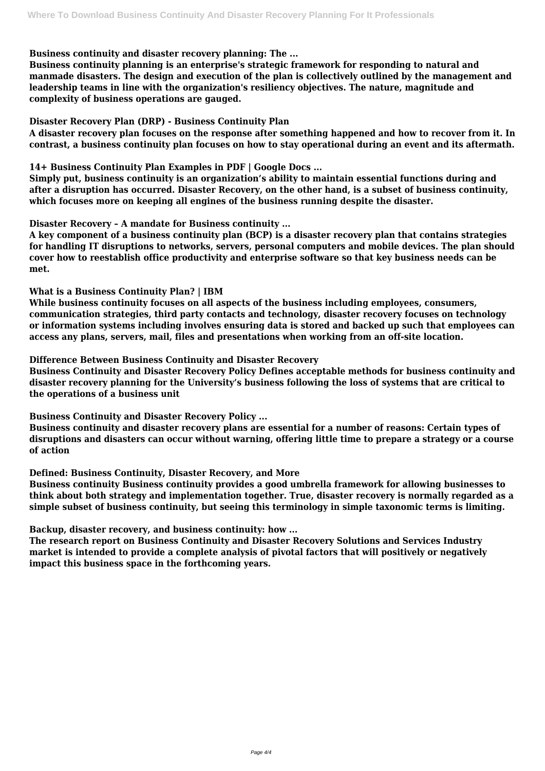**Business continuity and disaster recovery planning: The ...**

**Business continuity planning is an enterprise's strategic framework for responding to natural and manmade disasters. The design and execution of the plan is collectively outlined by the management and leadership teams in line with the organization's resiliency objectives. The nature, magnitude and complexity of business operations are gauged.**

**Disaster Recovery Plan (DRP) - Business Continuity Plan**

**A disaster recovery plan focuses on the response after something happened and how to recover from it. In contrast, a business continuity plan focuses on how to stay operational during an event and its aftermath.**

**14+ Business Continuity Plan Examples in PDF | Google Docs ...**

**Simply put, business continuity is an organization's ability to maintain essential functions during and after a disruption has occurred. Disaster Recovery, on the other hand, is a subset of business continuity, which focuses more on keeping all engines of the business running despite the disaster.**

**Disaster Recovery – A mandate for Business continuity ...**

**A key component of a business continuity plan (BCP) is a disaster recovery plan that contains strategies for handling IT disruptions to networks, servers, personal computers and mobile devices. The plan should cover how to reestablish office productivity and enterprise software so that key business needs can be met.**

**What is a Business Continuity Plan? | IBM**

**While business continuity focuses on all aspects of the business including employees, consumers, communication strategies, third party contacts and technology, disaster recovery focuses on technology or information systems including involves ensuring data is stored and backed up such that employees can access any plans, servers, mail, files and presentations when working from an off-site location.**

**Difference Between Business Continuity and Disaster Recovery**

**Business Continuity and Disaster Recovery Policy Defines acceptable methods for business continuity and disaster recovery planning for the University's business following the loss of systems that are critical to the operations of a business unit**

**Business Continuity and Disaster Recovery Policy ...**

**Business continuity and disaster recovery plans are essential for a number of reasons: Certain types of disruptions and disasters can occur without warning, offering little time to prepare a strategy or a course of action**

**Defined: Business Continuity, Disaster Recovery, and More**

**Business continuity Business continuity provides a good umbrella framework for allowing businesses to think about both strategy and implementation together. True, disaster recovery is normally regarded as a simple subset of business continuity, but seeing this terminology in simple taxonomic terms is limiting.**

**Backup, disaster recovery, and business continuity: how ...**

**The research report on Business Continuity and Disaster Recovery Solutions and Services Industry market is intended to provide a complete analysis of pivotal factors that will positively or negatively impact this business space in the forthcoming years.**